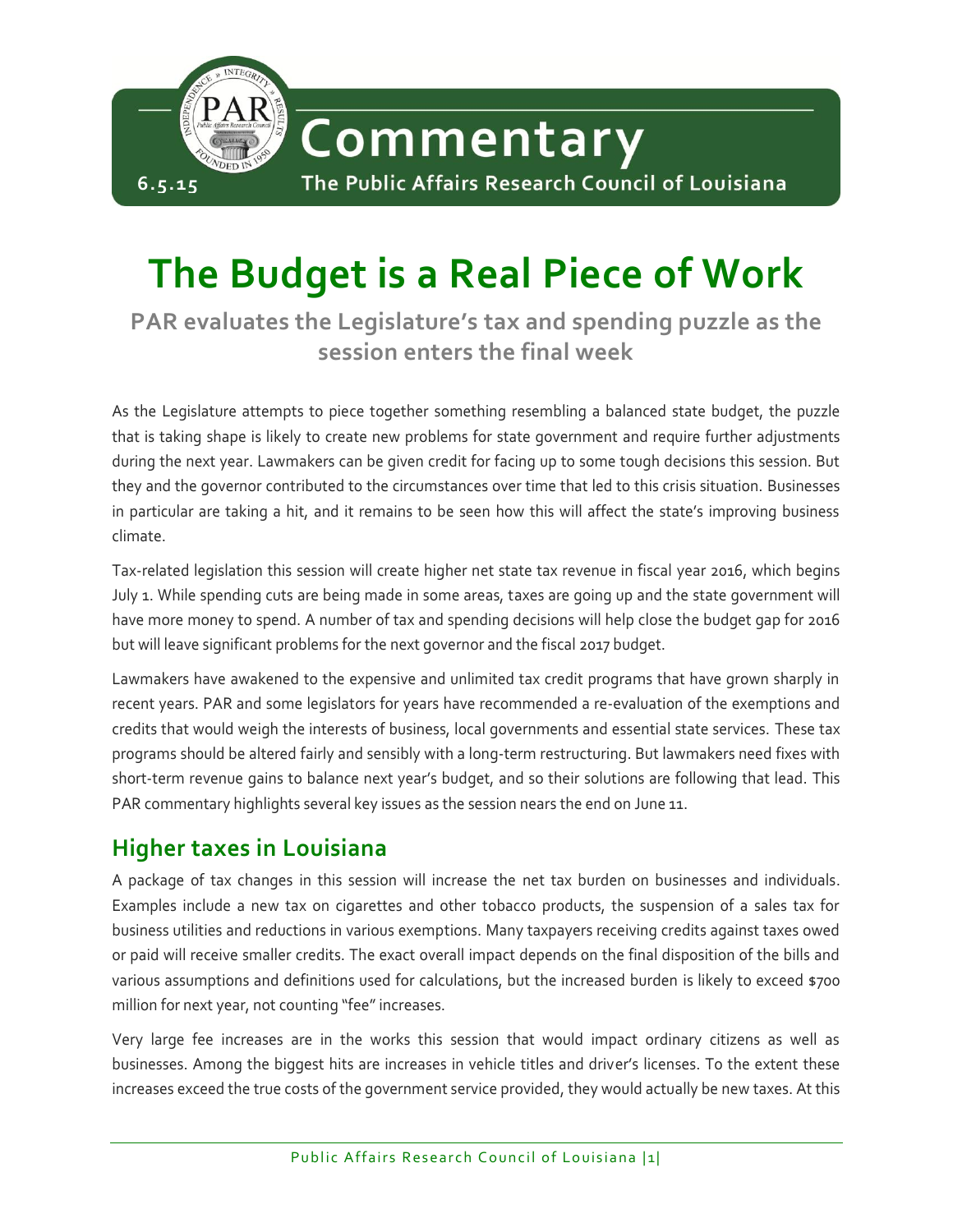6.5.15

**Commentary**

**The Public Affairs Research Council of Louisiana**

# The Budget is a Real Piece of Work

### PAR evaluates the Legislature's tax and spending puzzle as the session enters the final week

As the Legislature attempts to piece together something resembling a balanced state budget, the puzzle that is taking shape is likely to create new problems for state government and require further adjustments during the next year. Lawmakers can be given credit for facing up to some tough decisions this session. But they and the governor contributed to the circumstances over time that led to this crisis situation. Businesses in particular are taking a hit, and it remains to be seen how this will affect the state's improving business climate.

Tax-related legislation this session will create higher net state tax revenue in fiscal year 2016, which begins July 1. While spending cuts are being made in some areas, taxes are going up and the state government will have more money to spend. A number of tax and spending decisions will help close the budget gap for 2016 but will leave significant problems for the next governor and the fiscal 2017 budget.

Lawmakers have awakened to the expensive and unlimited tax credit programs that have grown sharply in recent years. PAR and some legislators for years have recommended a re-evaluation of the exemptions and credits that would weigh the interests of business, local governments and essential state services. These tax programs should be altered fairly and sensibly with a long-term restructuring. But lawmakers need fixes with short-term revenue gains to balance next year's budget, and so their solutions are following that lead. This PAR commentary highlights several key issues as the session nears the end on June 11.

## Higher taxes in Louisiana

A package of tax changes in this session will increase the net tax burden on businesses and individuals. Examples include a new tax on cigarettes and other tobacco products, the suspension of a sales tax for business utilities and reductions in various exemptions. Many taxpayers receiving credits against taxes owed or paid will receive smaller credits. The exact overall impact depends on the final disposition of the bills and various assumptions and definitions used for calculations, but the increased burden is likely to exceed $700 million for next year, not counting "fee" increases.

Very large fee increases are in the works this session that would impact ordinary citizens as well as businesses. Among the biggest hits are increases in vehicle titles and driver's licenses. To the extent these increases exceed the true costs of the government service provided, they would actually be new taxes. At this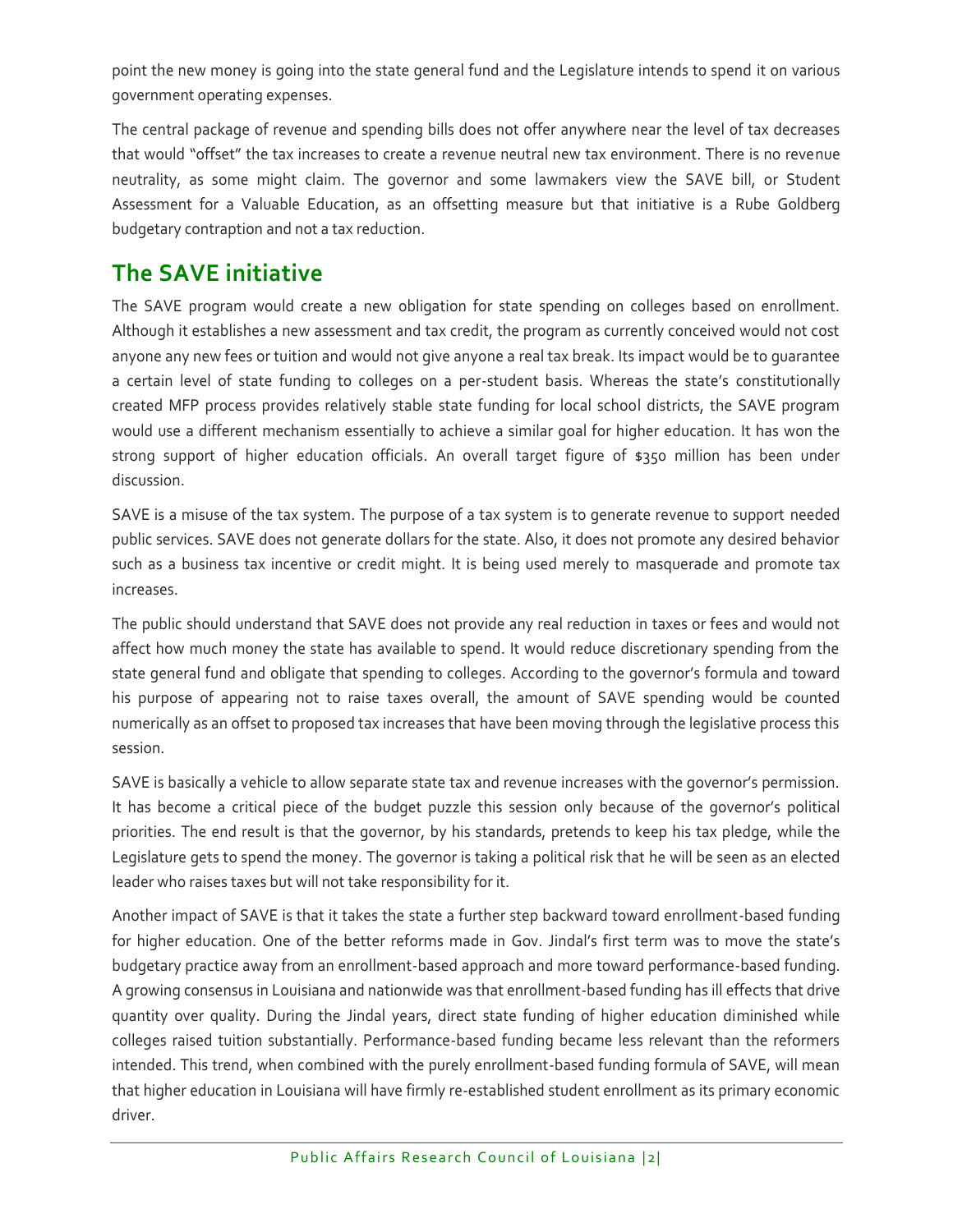point the new money is going into the state general fund and the Legislature intends to spend it on various government operating expenses.

The central package of revenue and spending bills does not offer anywhere near the level of tax decreases that would "offset" the tax increases to create a revenue neutral new tax environment. There is no revenue neutrality, as some might claim. The governor and some lawmakers view the SAVE bill, or Student Assessment for a Valuable Education, as an offsetting measure but that initiative is a Rube Goldberg budgetary contraption and not a tax reduction.

## The SAVE initiative

The SAVE program would create a new obligation for state spending on colleges based on enrollment. Although it establishes a new assessment and tax credit, the program as currently conceived would not cost anyone any new fees or tuition and would not give anyone a real tax break. Its impact would be to guarantee a certain level of state funding to colleges on a per-student basis. Whereas the state's constitutionally created MFP process provides relatively stable state funding for local school districts, the SAVE program would use a different mechanism essentially to achieve a similar goal for higher education. It has won the strong support of higher education officials. An overall target figure of $350 million has been under discussion.

SAVE is a misuse of the tax system. The purpose of a tax system is to generate revenue to support needed public services. SAVE does not generate dollars for the state. Also, it does not promote any desired behavior such as a business tax incentive or credit might. It is being used merely to masquerade and promote tax increases.

The public should understand that SAVE does not provide any real reduction in taxes or fees and would not affect how much money the state has available to spend. It would reduce discretionary spending from the state general fund and obligate that spending to colleges. According to the governor's formula and toward his purpose of appearing not to raise taxes overall, the amount of SAVE spending would be counted numerically as an offset to proposed tax increases that have been moving through the legislative process this session.

SAVE is basically a vehicle to allow separate state tax and revenue increases with the governor's permission. It has become a critical piece of the budget puzzle this session only because of the governor's political priorities. The end result is that the governor, by his standards, pretends to keep his tax pledge, while the Legislature gets to spend the money. The governor is taking a political risk that he will be seen as an elected leader who raises taxes but will not take responsibility for it.

Another impact of SAVE is that it takes the state a further step backward toward enrollment-based funding for higher education. One of the better reforms made in Gov. Jindal's first term was to move the state's budgetary practice away from an enrollment-based approach and more toward performance-based funding. A growing consensus in Louisiana and nationwide was that enrollment-based funding has ill effects that drive quantity over quality. During the Jindal years, direct state funding of higher education diminished while colleges raised tuition substantially. Performance-based funding became less relevant than the reformers intended. This trend, when combined with the purely enrollment-based funding formula of SAVE, will mean that higher education in Louisiana will have firmly re-established student enrollment as its primary economic driver.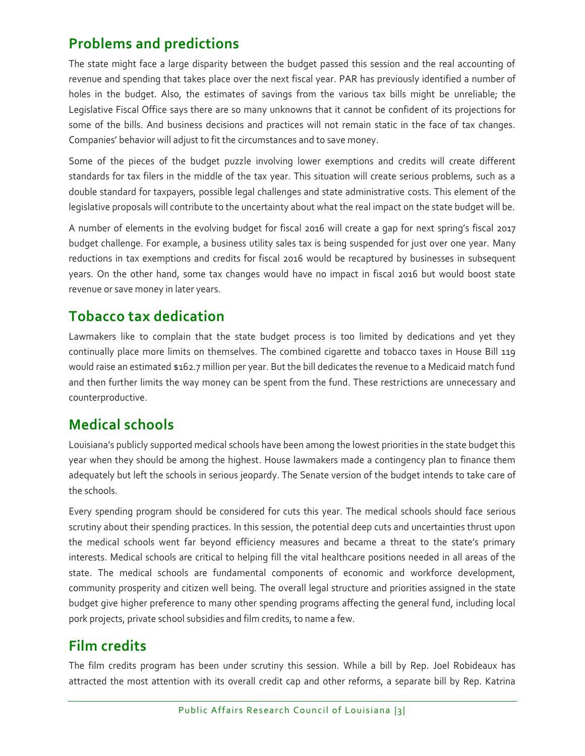## Problems and predictions

The state might face a large disparity between the budget passed this session and the real accounting of revenue and spending that takes place over the next fiscal year. PAR has previously identified a number of holes in the budget. Also, the estimates of savings from the various tax bills might be unreliable; the Legislative Fiscal Office says there are so many unknowns that it cannot be confident of its projections for some of the bills. And business decisions and practices will not remain static in the face of tax changes. Companies' behavior will adjust to fit the circumstances and to save money.

Some of the pieces of the budget puzzle involving lower exemptions and credits will create different standards for tax filers in the middle of the tax year. This situation will create serious problems, such as a double standard for taxpayers, possible legal challenges and state administrative costs. This element of the legislative proposals will contribute to the uncertainty about what the real impact on the state budget will be.

A number of elements in the evolving budget for fiscal 2016 will create a gap for next spring's fiscal 2017 budget challenge. For example, a business utility sales tax is being suspended for just over one year. Many reductions in tax exemptions and credits for fiscal 2016 would be recaptured by businesses in subsequent years. On the other hand, some tax changes would have no impact in fiscal 2016 but would boost state revenue or save money in later years.

## Tobacco tax dedication

Lawmakers like to complain that the state budget process is too limited by dedications and yet they continually place more limits on themselves. The combined cigarette and tobacco taxes in House Bill 119 would raise an estimated $162.7 million per year. But the bill dedicates the revenue to a Medicaid match fund and then further limits the way money can be spent from the fund. These restrictions are unnecessary and counterproductive.

## Medical schools

Louisiana's publicly supported medical schools have been among the lowest priorities in the state budget this year when they should be among the highest. House lawmakers made a contingency plan to finance them adequately but left the schools in serious jeopardy. The Senate version of the budget intends to take care of the schools.

Every spending program should be considered for cuts this year. The medical schools should face serious scrutiny about their spending practices. In this session, the potential deep cuts and uncertainties thrust upon the medical schools went far beyond efficiency measures and became a threat to the state's primary interests. Medical schools are critical to helping fill the vital healthcare positions needed in all areas of the state. The medical schools are fundamental components of economic and workforce development, community prosperity and citizen well being. The overall legal structure and priorities assigned in the state budget give higher preference to many other spending programs affecting the general fund, including local pork projects, private school subsidies and film credits, to name a few.

## Film credits

The film credits program has been under scrutiny this session. While a bill by Rep. Joel Robideaux has attracted the most attention with its overall credit cap and other reforms, a separate bill by Rep. Katrina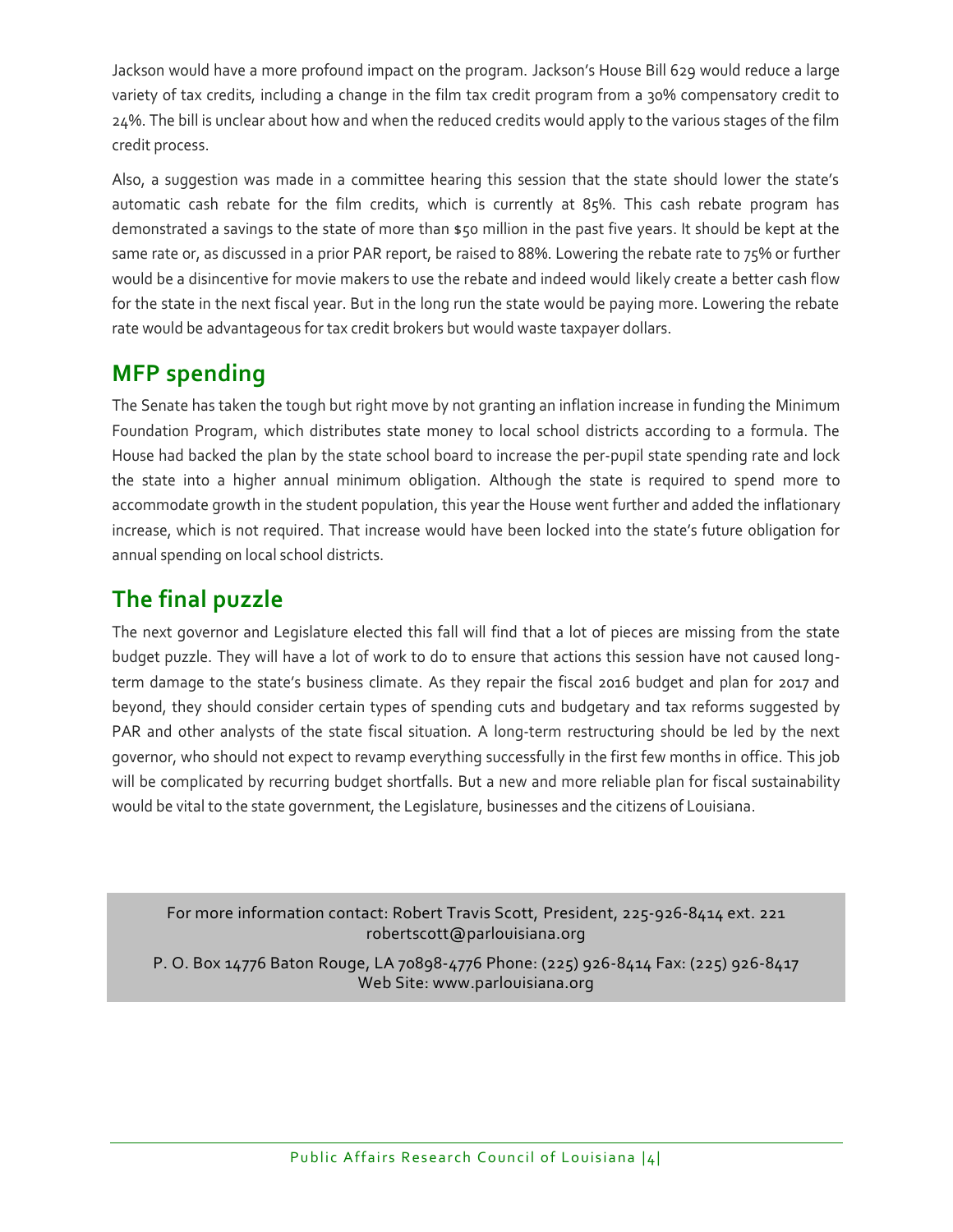Jackson would have a more profound impact on the program. Jackson's House Bill 629 would reduce a large variety of tax credits, including a change in the film tax credit program from a 30% compensatory credit to 24%. The bill is unclear about how and when the reduced credits would apply to the various stages of the film credit process.

Also, a suggestion was made in a committee hearing this session that the state should lower the state's automatic cash rebate for the film credits, which is currently at 85%. This cash rebate program has demonstrated a savings to the state of more than $50 million in the past five years. It should be kept at the same rate or, as discussed in a prior PAR report, be raised to 88%. Lowering the rebate rate to 75% or further would be a disincentive for movie makers to use the rebate and indeed would likely create a better cash flow for the state in the next fiscal year. But in the long run the state would be paying more. Lowering the rebate rate would be advantageous for tax credit brokers but would waste taxpayer dollars.

## MFP spending

The Senate has taken the tough but right move by not granting an inflation increase in funding the Minimum Foundation Program, which distributes state money to local school districts according to a formula. The House had backed the plan by the state school board to increase the per-pupil state spending rate and lock the state into a higher annual minimum obligation. Although the state is required to spend more to accommodate growth in the student population, this year the House went further and added the inflationary increase, which is not required. That increase would have been locked into the state's future obligation for annual spending on local school districts.

## The final puzzle

The next governor and Legislature elected this fall will find that a lot of pieces are missing from the state budget puzzle. They will have a lot of work to do to ensure that actions this session have not caused long-term damage to the state's business climate. As they repair the fiscal 2016 budget and plan for 2017 and beyond, they should consider certain types of spending cuts and budgetary and tax reforms suggested by PAR and other analysts of the state fiscal situation. A long-term restructuring should be led by the next governor, who should not expect to revamp everything successfully in the first few months in office. This job will be complicated by recurring budget shortfalls. But a new and more reliable plan for fiscal sustainability would be vital to the state government, the Legislature, businesses and the citizens of Louisiana.

For more information contact: Robert Travis Scott, President, 225-926-8414 ext. 221
robertscott@parlouisiana.org

P. O. Box 14776 Baton Rouge, LA 70898-4776 Phone: (225) 926-8414 Fax: (225) 926-8417
Web Site: www.parlouisiana.org